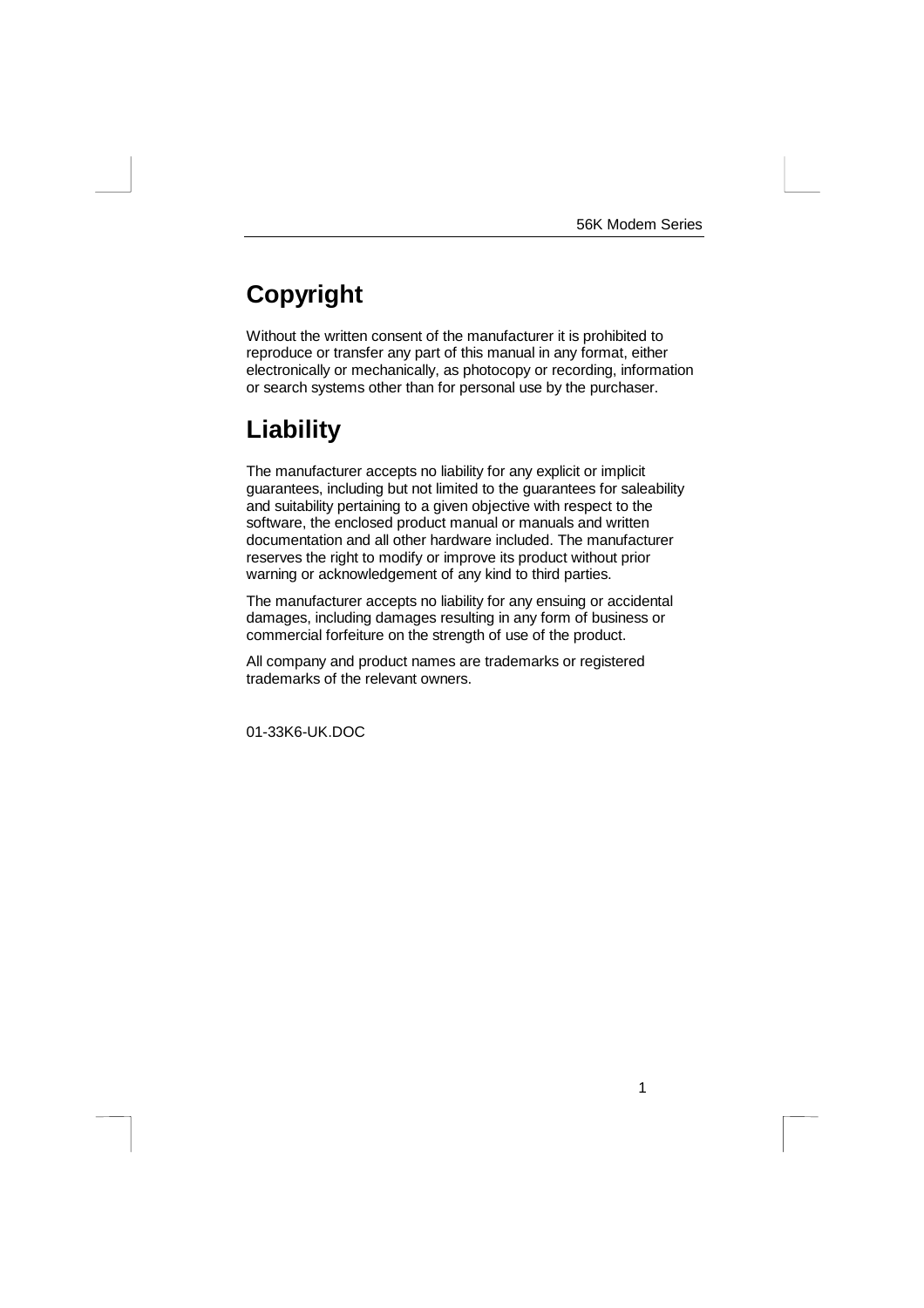# Copyright

Without the written consent of the manufacturer it is prohibited to reproduce or transfer any part of this manual in any format, either electronically or mechanically, as photocopy or recording, information or search systems other than for personal use by the purchaser.

# Liability

The manufacturer accepts no liability for any explicit or implicit guarantees, including but not limited to the guarantees for saleability and suitability pertaining to a given objective with respect to the software, the enclosed product manual or manuals and written documentation and all other hardware included. The manufacturer reserves the right to modify or improve its product without prior warning or acknowledgement of any kind to third parties.

The manufacturer accepts no liability for any ensuing or accidental damages, including damages resulting in any form of business or commercial forfeiture on the strength of use of the product.

All company and product names are trademarks or registered trademarks of the relevant owners.

01-33K6-UK.DOC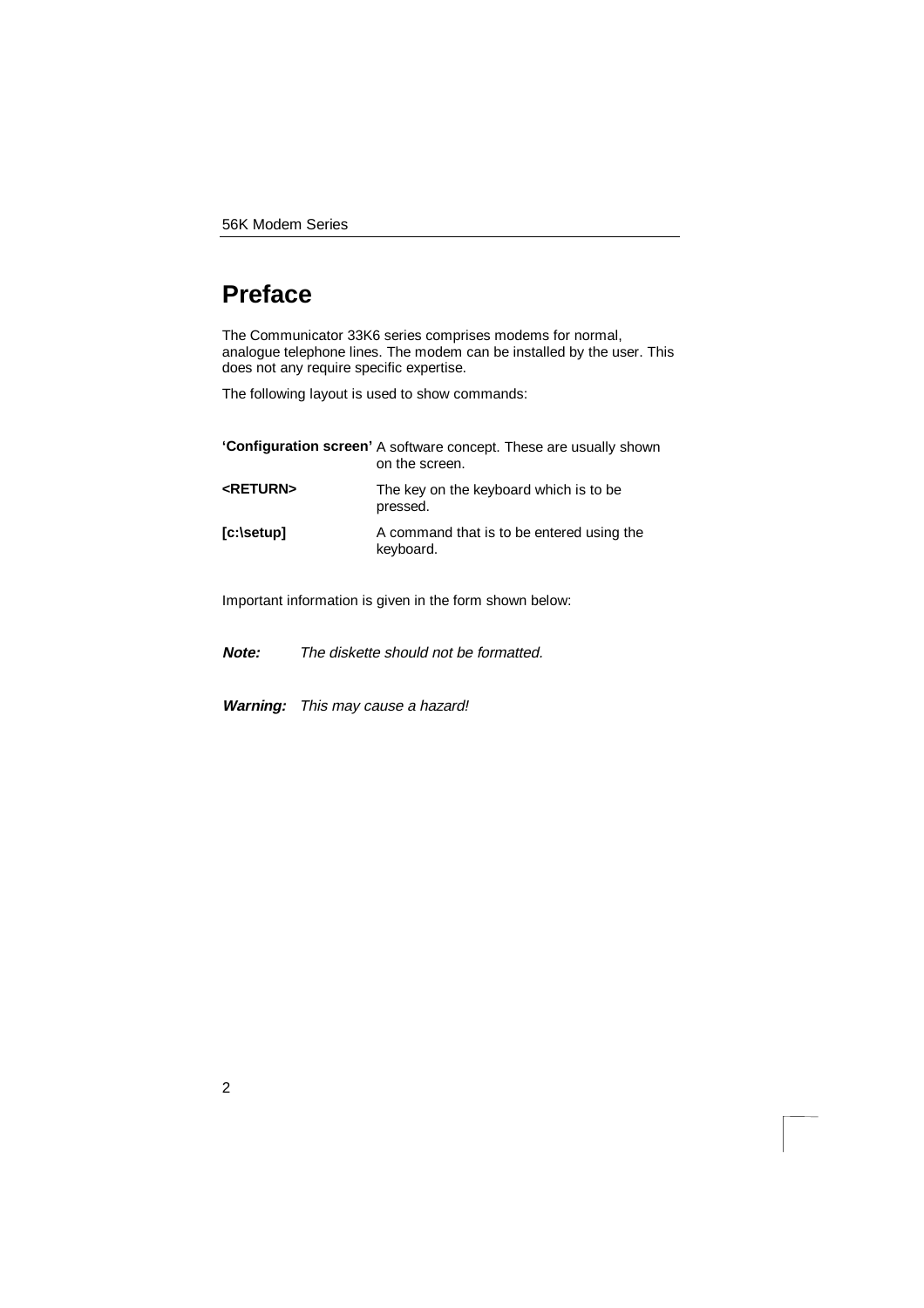# Preface

The Communicator 33K6 series comprises modems for normal, analogue telephone lines. The modem can be installed by the user. This does not any require specific expertise.

The following layout is used to show commands:

| | |
|---|---|
| **'Configuration screen'** | A software concept. These are usually shown on the screen. |
| **<RETURN>** | The key on the keyboard which is to be pressed. |
| **[c:\setup]** | A command that is to be entered using the keyboard. |

Important information is given in the form shown below:

***Note:*** *The diskette should not be formatted.*

***Warning:*** *This may cause a hazard!*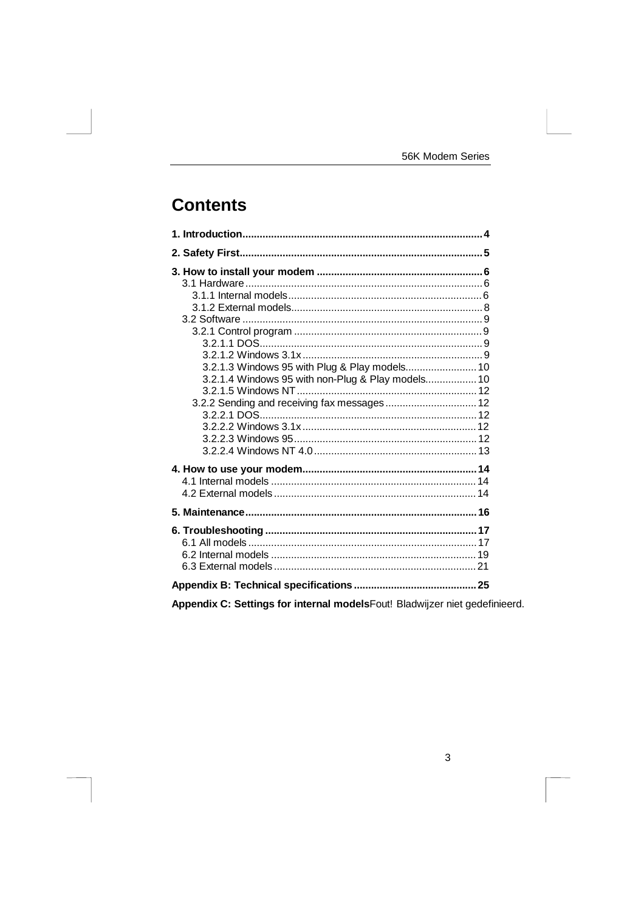# Contents

**1. Introduction** .......... **4**

**2. Safety First** .......... **5**

**3. How to install your modem** .......... **6**

- 3.1 Hardware .......... 6
  - 3.1.1 Internal models .......... 6
  - 3.1.2 External models .......... 8
- 3.2 Software .......... 9
  - 3.2.1 Control program .......... 9
    - 3.2.1.1 DOS .......... 9
    - 3.2.1.2 Windows 3.1x .......... 9
    - 3.2.1.3 Windows 95 with Plug & Play models .......... 10
    - 3.2.1.4 Windows 95 with non-Plug & Play models .......... 10
    - 3.2.1.5 Windows NT .......... 12
  - 3.2.2 Sending and receiving fax messages .......... 12
    - 3.2.2.1 DOS .......... 12
    - 3.2.2.2 Windows 3.1x .......... 12
    - 3.2.2.3 Windows 95 .......... 12
    - 3.2.2.4 Windows NT 4.0 .......... 13

**4. How to use your modem** .......... **14**

- 4.1 Internal models .......... 14
- 4.2 External models .......... 14

**5. Maintenance** .......... **16**

**6. Troubleshooting** .......... **17**

- 6.1 All models .......... 17
- 6.2 Internal models .......... 19
- 6.3 External models .......... 21

**Appendix B: Technical specifications** .......... **25**

**Appendix C: Settings for internal models** Fout! Bladwijzer niet gedefinieerd.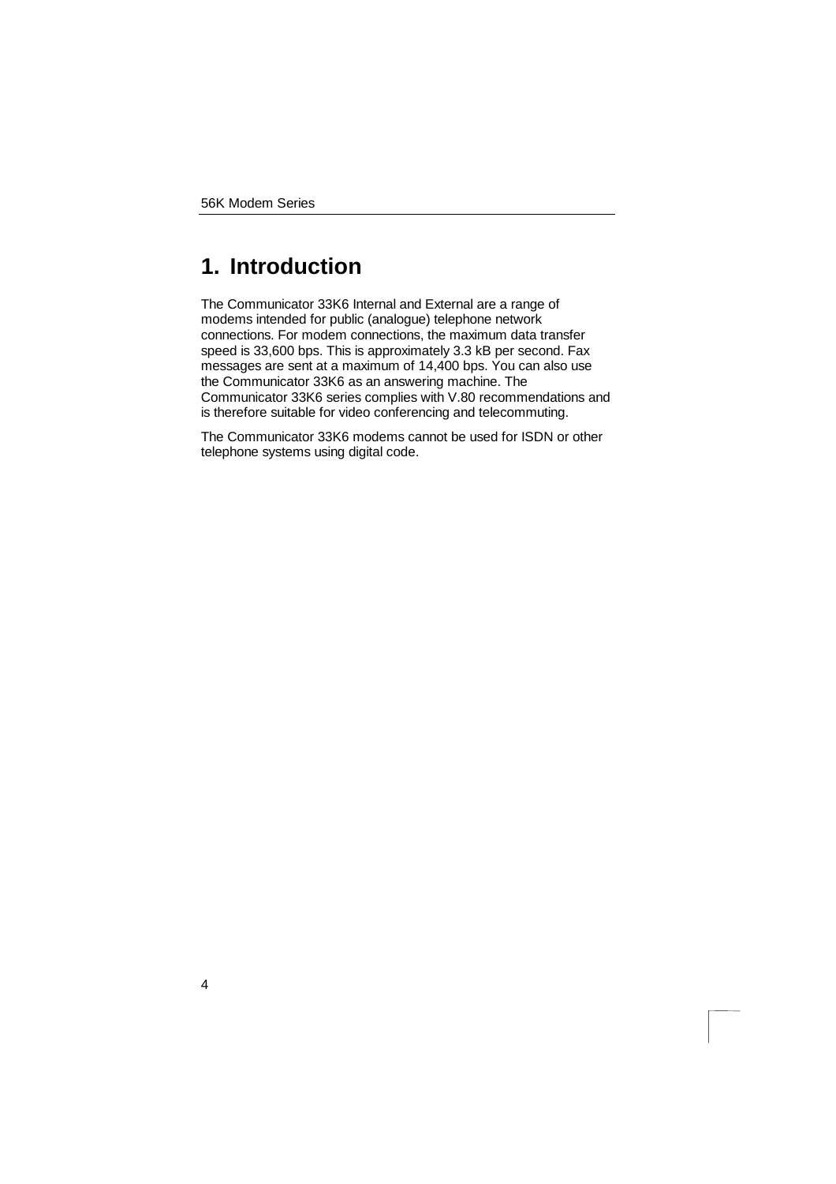# 1. Introduction

The Communicator 33K6 Internal and External are a range of modems intended for public (analogue) telephone network connections. For modem connections, the maximum data transfer speed is 33,600 bps. This is approximately 3.3 kB per second. Fax messages are sent at a maximum of 14,400 bps. You can also use the Communicator 33K6 as an answering machine. The Communicator 33K6 series complies with V.80 recommendations and is therefore suitable for video conferencing and telecommuting.

The Communicator 33K6 modems cannot be used for ISDN or other telephone systems using digital code.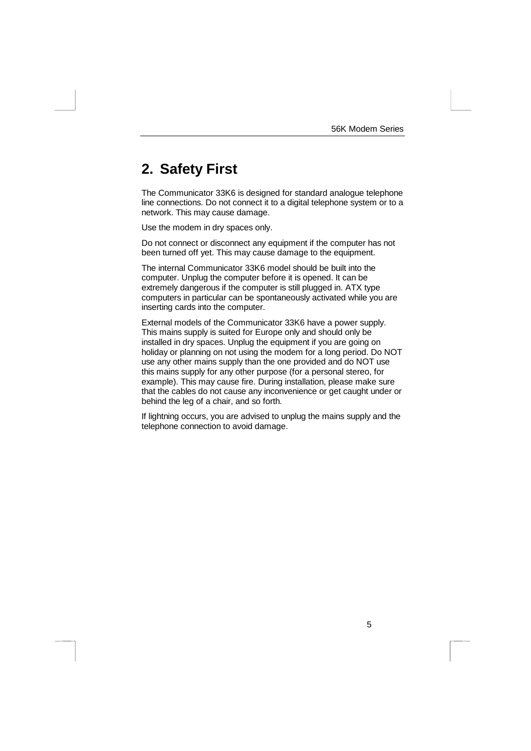## 2. Safety First

The Communicator 33K6 is designed for standard analogue telephone line connections. Do not connect it to a digital telephone system or to a network. This may cause damage.

Use the modem in dry spaces only.

Do not connect or disconnect any equipment if the computer has not been turned off yet. This may cause damage to the equipment.

The internal Communicator 33K6 model should be built into the computer. Unplug the computer before it is opened. It can be extremely dangerous if the computer is still plugged in. ATX type computers in particular can be spontaneously activated while you are inserting cards into the computer.

External models of the Communicator 33K6 have a power supply. This mains supply is suited for Europe only and should only be installed in dry spaces. Unplug the equipment if you are going on holiday or planning on not using the modem for a long period. Do NOT use any other mains supply than the one provided and do NOT use this mains supply for any other purpose (for a personal stereo, for example). This may cause fire. During installation, please make sure that the cables do not cause any inconvenience or get caught under or behind the leg of a chair, and so forth.

If lightning occurs, you are advised to unplug the mains supply and the telephone connection to avoid damage.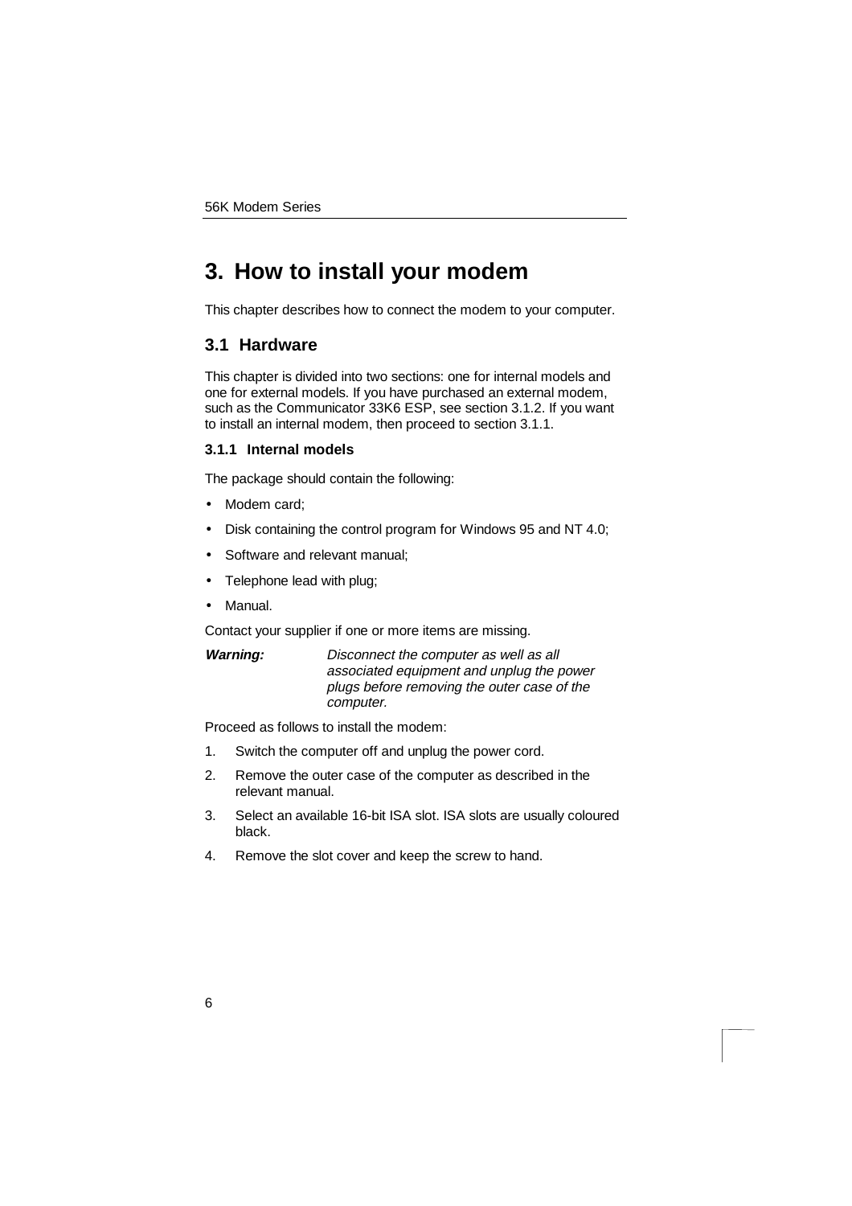# 3. How to install your modem

This chapter describes how to connect the modem to your computer.

## 3.1 Hardware

This chapter is divided into two sections: one for internal models and one for external models. If you have purchased an external modem, such as the Communicator 33K6 ESP, see section 3.1.2. If you want to install an internal modem, then proceed to section 3.1.1.

### 3.1.1 Internal models

The package should contain the following:

- Modem card;
- Disk containing the control program for Windows 95 and NT 4.0;
- Software and relevant manual;
- Telephone lead with plug;
- Manual.

Contact your supplier if one or more items are missing.

***Warning:*** *Disconnect the computer as well as all associated equipment and unplug the power plugs before removing the outer case of the computer.*

Proceed as follows to install the modem:

1. Switch the computer off and unplug the power cord.
2. Remove the outer case of the computer as described in the relevant manual.
3. Select an available 16-bit ISA slot. ISA slots are usually coloured black.
4. Remove the slot cover and keep the screw to hand.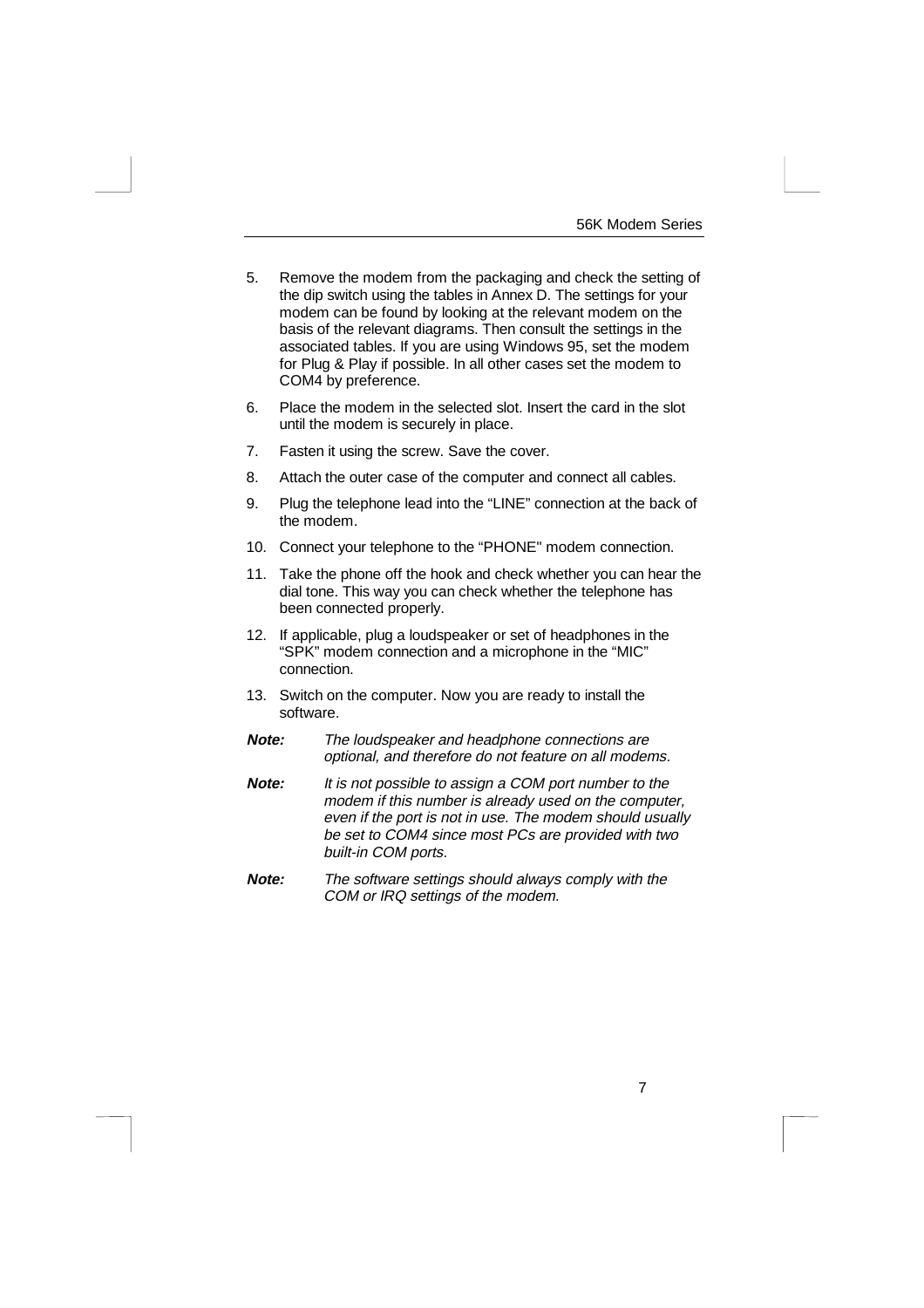5. Remove the modem from the packaging and check the setting of the dip switch using the tables in Annex D. The settings for your modem can be found by looking at the relevant modem on the basis of the relevant diagrams. Then consult the settings in the associated tables. If you are using Windows 95, set the modem for Plug & Play if possible. In all other cases set the modem to COM4 by preference.
6. Place the modem in the selected slot. Insert the card in the slot until the modem is securely in place.
7. Fasten it using the screw. Save the cover.
8. Attach the outer case of the computer and connect all cables.
9. Plug the telephone lead into the “LINE” connection at the back of the modem.
10. Connect your telephone to the “PHONE" modem connection.
11. Take the phone off the hook and check whether you can hear the dial tone. This way you can check whether the telephone has been connected properly.
12. If applicable, plug a loudspeaker or set of headphones in the “SPK” modem connection and a microphone in the “MIC” connection.
13. Switch on the computer. Now you are ready to install the software.

***Note:*** *The loudspeaker and headphone connections are optional, and therefore do not feature on all modems.*

***Note:*** *It is not possible to assign a COM port number to the modem if this number is already used on the computer, even if the port is not in use. The modem should usually be set to COM4 since most PCs are provided with two built-in COM ports.*

***Note:*** *The software settings should always comply with the COM or IRQ settings of the modem.*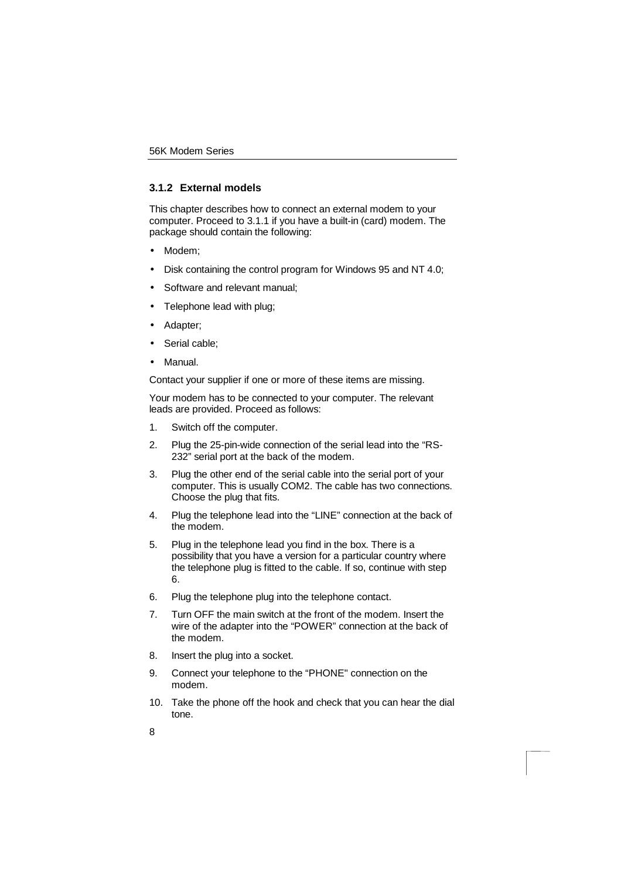### 3.1.2 External models

This chapter describes how to connect an external modem to your computer. Proceed to 3.1.1 if you have a built-in (card) modem. The package should contain the following:

- Modem;
- Disk containing the control program for Windows 95 and NT 4.0;
- Software and relevant manual;
- Telephone lead with plug;
- Adapter;
- Serial cable;
- Manual.

Contact your supplier if one or more of these items are missing.

Your modem has to be connected to your computer. The relevant leads are provided. Proceed as follows:

1. Switch off the computer.
2. Plug the 25-pin-wide connection of the serial lead into the “RS-232” serial port at the back of the modem.
3. Plug the other end of the serial cable into the serial port of your computer. This is usually COM2. The cable has two connections. Choose the plug that fits.
4. Plug the telephone lead into the “LINE” connection at the back of the modem.
5. Plug in the telephone lead you find in the box. There is a possibility that you have a version for a particular country where the telephone plug is fitted to the cable. If so, continue with step 6.
6. Plug the telephone plug into the telephone contact.
7. Turn OFF the main switch at the front of the modem. Insert the wire of the adapter into the “POWER” connection at the back of the modem.
8. Insert the plug into a socket.
9. Connect your telephone to the “PHONE" connection on the modem.
10. Take the phone off the hook and check that you can hear the dial tone.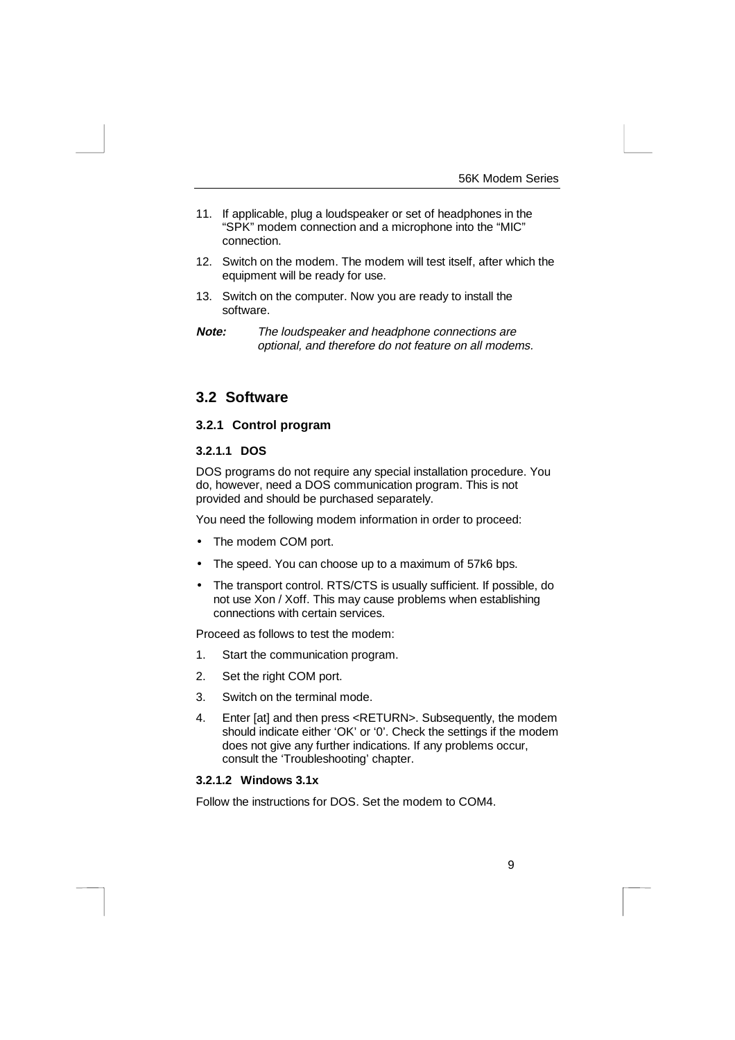11. If applicable, plug a loudspeaker or set of headphones in the "SPK" modem connection and a microphone into the "MIC" connection.
12. Switch on the modem. The modem will test itself, after which the equipment will be ready for use.
13. Switch on the computer. Now you are ready to install the software.

***Note:*** *The loudspeaker and headphone connections are optional, and therefore do not feature on all modems.*

## 3.2 Software

### 3.2.1 Control program

#### 3.2.1.1 DOS

DOS programs do not require any special installation procedure. You do, however, need a DOS communication program. This is not provided and should be purchased separately.

You need the following modem information in order to proceed:

- The modem COM port.
- The speed. You can choose up to a maximum of 57k6 bps.
- The transport control. RTS/CTS is usually sufficient. If possible, do not use Xon / Xoff. This may cause problems when establishing connections with certain services.

Proceed as follows to test the modem:

1. Start the communication program.
2. Set the right COM port.
3. Switch on the terminal mode.
4. Enter [at] and then press <RETURN>. Subsequently, the modem should indicate either 'OK' or '0'. Check the settings if the modem does not give any further indications. If any problems occur, consult the 'Troubleshooting' chapter.

#### 3.2.1.2 Windows 3.1x

Follow the instructions for DOS. Set the modem to COM4.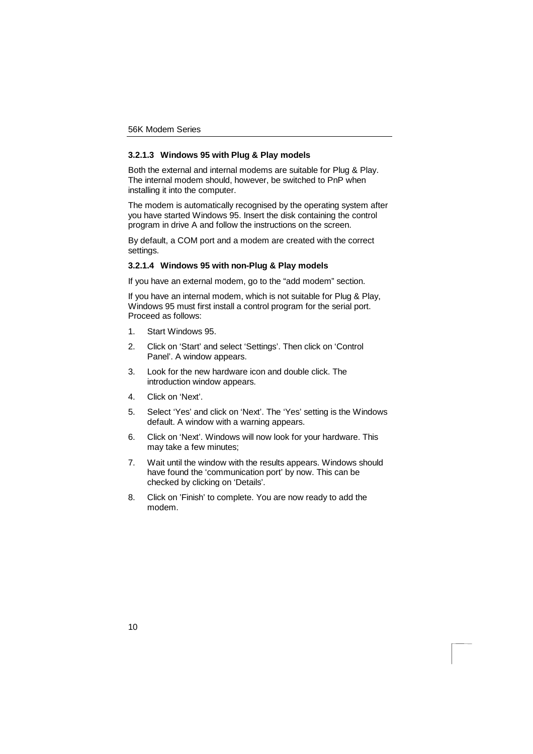#### 3.2.1.3 Windows 95 with Plug & Play models

Both the external and internal modems are suitable for Plug & Play. The internal modem should, however, be switched to PnP when installing it into the computer.

The modem is automatically recognised by the operating system after you have started Windows 95. Insert the disk containing the control program in drive A and follow the instructions on the screen.

By default, a COM port and a modem are created with the correct settings.

#### 3.2.1.4 Windows 95 with non-Plug & Play models

If you have an external modem, go to the “add modem” section.

If you have an internal modem, which is not suitable for Plug & Play, Windows 95 must first install a control program for the serial port. Proceed as follows:

1. Start Windows 95.
2. Click on ‘Start’ and select ‘Settings’. Then click on ‘Control Panel’. A window appears.
3. Look for the new hardware icon and double click. The introduction window appears.
4. Click on ‘Next’.
5. Select ‘Yes’ and click on ‘Next’. The ‘Yes’ setting is the Windows default. A window with a warning appears.
6. Click on ‘Next’. Windows will now look for your hardware. This may take a few minutes;
7. Wait until the window with the results appears. Windows should have found the ‘communication port’ by now. This can be checked by clicking on ‘Details’.
8. Click on ’Finish’ to complete. You are now ready to add the modem.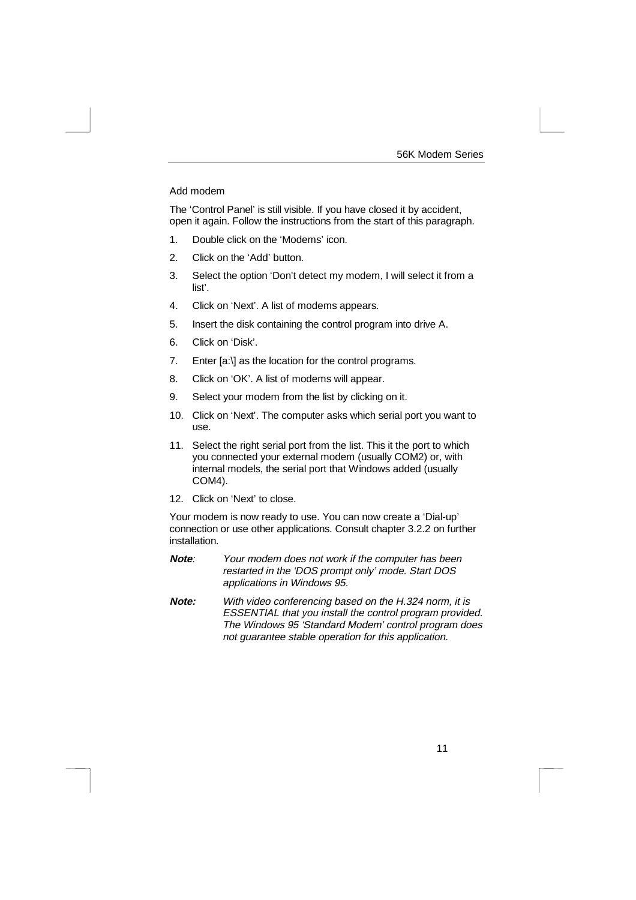Add modem

The ‘Control Panel’ is still visible. If you have closed it by accident, open it again. Follow the instructions from the start of this paragraph.

1. Double click on the ‘Modems’ icon.
2. Click on the ‘Add’ button.
3. Select the option ‘Don’t detect my modem, I will select it from a list’.
4. Click on ‘Next’. A list of modems appears.
5. Insert the disk containing the control program into drive A.
6. Click on ‘Disk’.
7. Enter [a:\] as the location for the control programs.
8. Click on ‘OK’. A list of modems will appear.
9. Select your modem from the list by clicking on it.
10. Click on ‘Next’. The computer asks which serial port you want to use.
11. Select the right serial port from the list. This it the port to which you connected your external modem (usually COM2) or, with internal models, the serial port that Windows added (usually COM4).
12. Click on ‘Next’ to close.

Your modem is now ready to use. You can now create a ‘Dial-up’ connection or use other applications. Consult chapter 3.2.2 on further installation.

***Note**: Your modem does not work if the computer has been restarted in the ‘DOS prompt only’ mode. Start DOS applications in Windows 95.*

***Note:** With video conferencing based on the H.324 norm, it is ESSENTIAL that you install the control program provided. The Windows 95 ‘Standard Modem’ control program does not guarantee stable operation for this application.*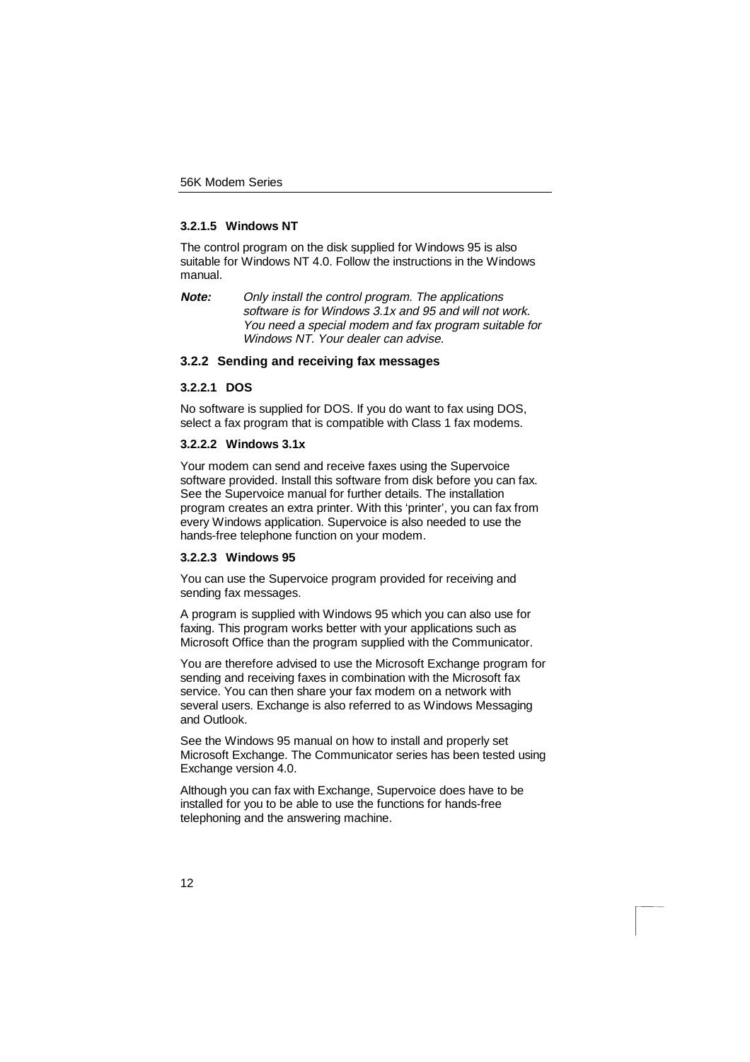#### 3.2.1.5 Windows NT

The control program on the disk supplied for Windows 95 is also suitable for Windows NT 4.0. Follow the instructions in the Windows manual.

***Note:*** *Only install the control program. The applications software is for Windows 3.1x and 95 and will not work. You need a special modem and fax program suitable for Windows NT. Your dealer can advise.*

### 3.2.2 Sending and receiving fax messages

#### 3.2.2.1 DOS

No software is supplied for DOS. If you do want to fax using DOS, select a fax program that is compatible with Class 1 fax modems.

#### 3.2.2.2 Windows 3.1x

Your modem can send and receive faxes using the Supervoice software provided. Install this software from disk before you can fax. See the Supervoice manual for further details. The installation program creates an extra printer. With this 'printer', you can fax from every Windows application. Supervoice is also needed to use the hands-free telephone function on your modem.

#### 3.2.2.3 Windows 95

You can use the Supervoice program provided for receiving and sending fax messages.

A program is supplied with Windows 95 which you can also use for faxing. This program works better with your applications such as Microsoft Office than the program supplied with the Communicator.

You are therefore advised to use the Microsoft Exchange program for sending and receiving faxes in combination with the Microsoft fax service. You can then share your fax modem on a network with several users. Exchange is also referred to as Windows Messaging and Outlook.

See the Windows 95 manual on how to install and properly set Microsoft Exchange. The Communicator series has been tested using Exchange version 4.0.

Although you can fax with Exchange, Supervoice does have to be installed for you to be able to use the functions for hands-free telephoning and the answering machine.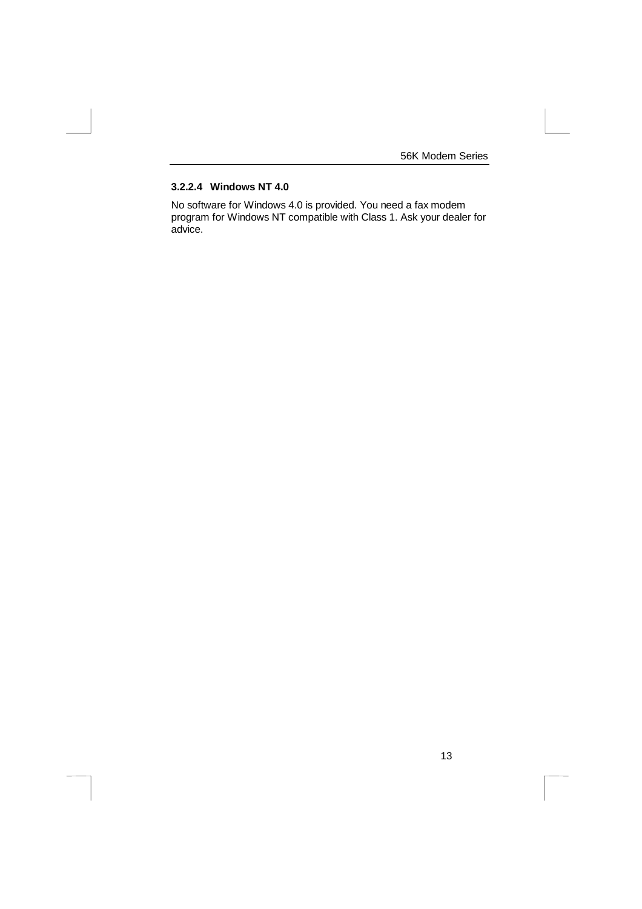#### 3.2.2.4 Windows NT 4.0

No software for Windows 4.0 is provided. You need a fax modem program for Windows NT compatible with Class 1. Ask your dealer for advice.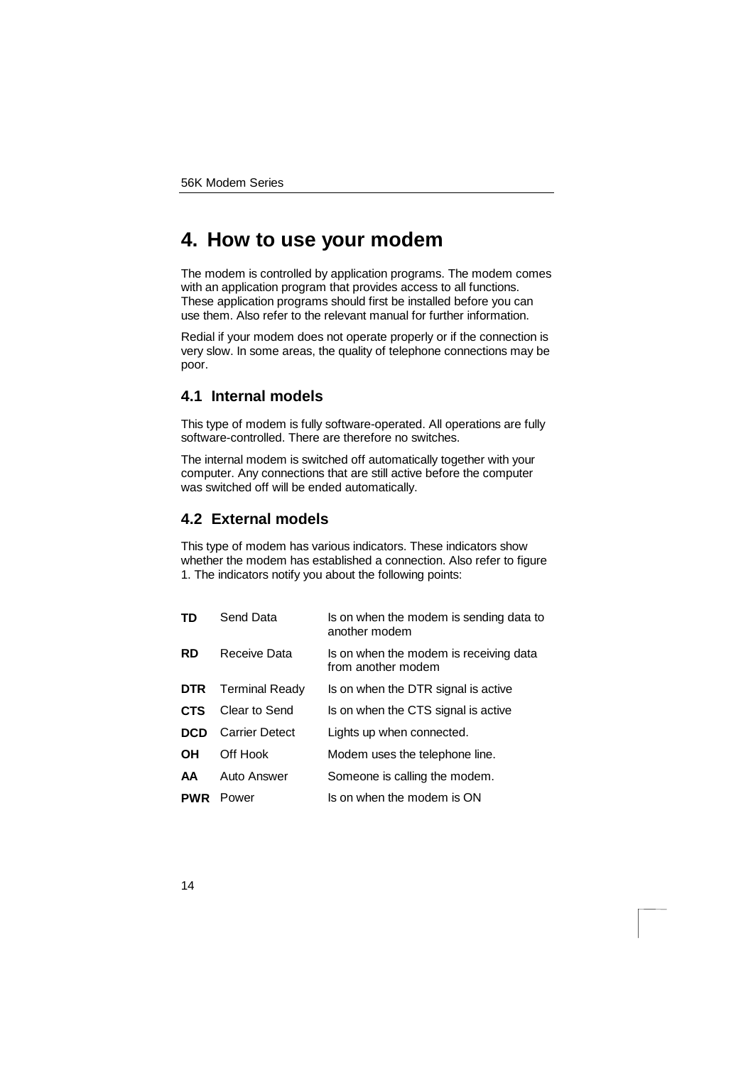# 4. How to use your modem

The modem is controlled by application programs. The modem comes with an application program that provides access to all functions. These application programs should first be installed before you can use them. Also refer to the relevant manual for further information.

Redial if your modem does not operate properly or if the connection is very slow. In some areas, the quality of telephone connections may be poor.

## 4.1 Internal models

This type of modem is fully software-operated. All operations are fully software-controlled. There are therefore no switches.

The internal modem is switched off automatically together with your computer. Any connections that are still active before the computer was switched off will be ended automatically.

## 4.2 External models

This type of modem has various indicators. These indicators show whether the modem has established a connection. Also refer to figure 1. The indicators notify you about the following points:

| | | |
|---|---|---|
| **TD** | Send Data | Is on when the modem is sending data to another modem |
| **RD** | Receive Data | Is on when the modem is receiving data from another modem |
| **DTR** | Terminal Ready | Is on when the DTR signal is active |
| **CTS** | Clear to Send | Is on when the CTS signal is active |
| **DCD** | Carrier Detect | Lights up when connected. |
| **OH** | Off Hook | Modem uses the telephone line. |
| **AA** | Auto Answer | Someone is calling the modem. |
| **PWR** | Power | Is on when the modem is ON |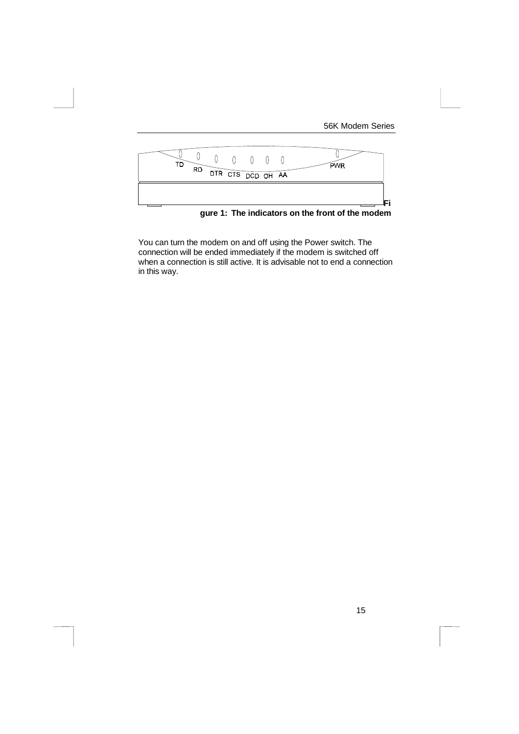**Figure 1: The indicators on the front of the modem**

You can turn the modem on and off using the Power switch. The connection will be ended immediately if the modem is switched off when a connection is still active. It is advisable not to end a connection in this way.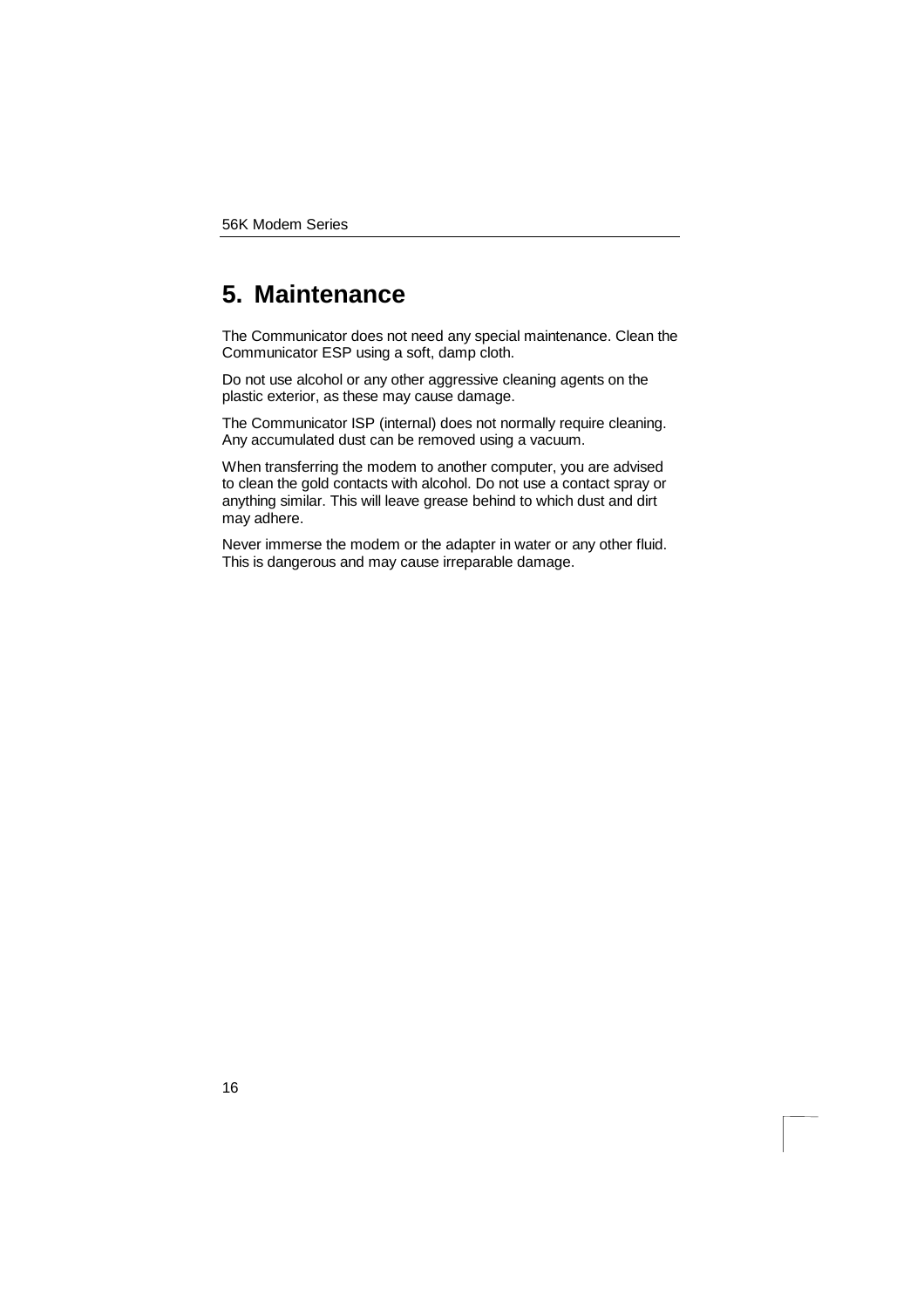# 5. Maintenance

The Communicator does not need any special maintenance. Clean the Communicator ESP using a soft, damp cloth.

Do not use alcohol or any other aggressive cleaning agents on the plastic exterior, as these may cause damage.

The Communicator ISP (internal) does not normally require cleaning. Any accumulated dust can be removed using a vacuum.

When transferring the modem to another computer, you are advised to clean the gold contacts with alcohol. Do not use a contact spray or anything similar. This will leave grease behind to which dust and dirt may adhere.

Never immerse the modem or the adapter in water or any other fluid. This is dangerous and may cause irreparable damage.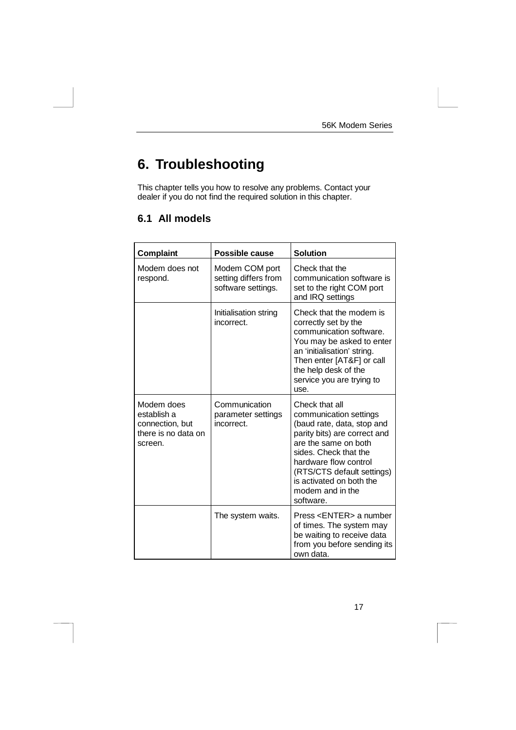# 6. Troubleshooting

This chapter tells you how to resolve any problems. Contact your dealer if you do not find the required solution in this chapter.

## 6.1 All models

| Complaint | Possible cause | Solution |
|---|---|---|
| Modem does not respond. | Modem COM port setting differs from software settings. | Check that the communication software is set to the right COM port and IRQ settings |
| | Initialisation string incorrect. | Check that the modem is correctly set by the communication software. You may be asked to enter an 'initialisation' string. Then enter [AT&F] or call the help desk of the service you are trying to use. |
| Modem does establish a connection, but there is no data on screen. | Communication parameter settings incorrect. | Check that all communication settings (baud rate, data, stop and parity bits) are correct and are the same on both sides. Check that the hardware flow control (RTS/CTS default settings) is activated on both the modem and in the software. |
| | The system waits. | Press <ENTER> a number of times. The system may be waiting to receive data from you before sending its own data. |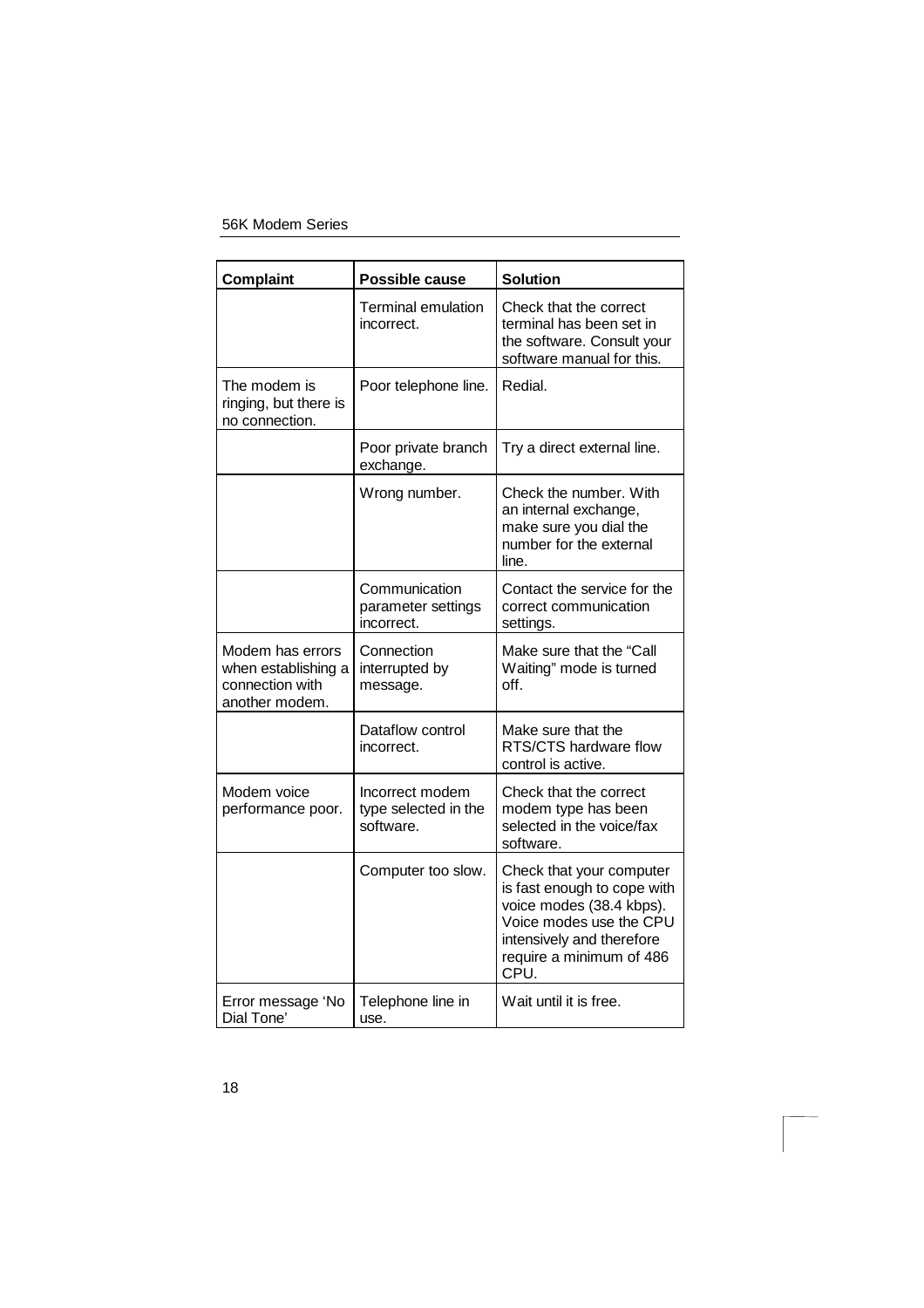| Complaint | Possible cause | Solution |
| --- | --- | --- |
| | Terminal emulation incorrect. | Check that the correct terminal has been set in the software. Consult your software manual for this. |
| The modem is ringing, but there is no connection. | Poor telephone line. | Redial. |
| | Poor private branch exchange. | Try a direct external line. |
| | Wrong number. | Check the number. With an internal exchange, make sure you dial the number for the external line. |
| | Communication parameter settings incorrect. | Contact the service for the correct communication settings. |
| Modem has errors when establishing a connection with another modem. | Connection interrupted by message. | Make sure that the “Call Waiting” mode is turned off. |
| | Dataflow control incorrect. | Make sure that the RTS/CTS hardware flow control is active. |
| Modem voice performance poor. | Incorrect modem type selected in the software. | Check that the correct modem type has been selected in the voice/fax software. |
| | Computer too slow. | Check that your computer is fast enough to cope with voice modes (38.4 kbps). Voice modes use the CPU intensively and therefore require a minimum of 486 CPU. |
| Error message ‘No Dial Tone’ | Telephone line in use. | Wait until it is free. |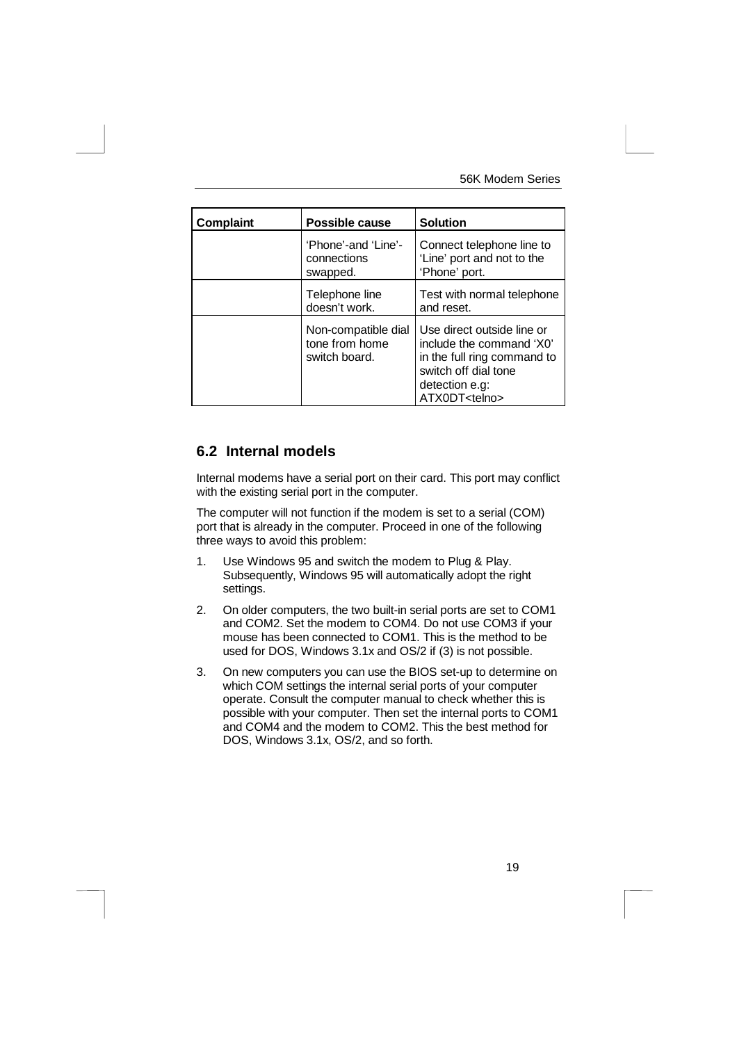| Complaint | Possible cause | Solution |
|---|---|---|
| | 'Phone'-and 'Line'-connections swapped. | Connect telephone line to 'Line' port and not to the 'Phone' port. |
| | Telephone line doesn't work. | Test with normal telephone and reset. |
| | Non-compatible dial tone from home switch board. | Use direct outside line or include the command 'X0' in the full ring command to switch off dial tone detection e.g: ATX0DT<telno> |

## 6.2 Internal models

Internal modems have a serial port on their card. This port may conflict with the existing serial port in the computer.

The computer will not function if the modem is set to a serial (COM) port that is already in the computer. Proceed in one of the following three ways to avoid this problem:

1. Use Windows 95 and switch the modem to Plug & Play. Subsequently, Windows 95 will automatically adopt the right settings.
2. On older computers, the two built-in serial ports are set to COM1 and COM2. Set the modem to COM4. Do not use COM3 if your mouse has been connected to COM1. This is the method to be used for DOS, Windows 3.1x and OS/2 if (3) is not possible.
3. On new computers you can use the BIOS set-up to determine on which COM settings the internal serial ports of your computer operate. Consult the computer manual to check whether this is possible with your computer. Then set the internal ports to COM1 and COM4 and the modem to COM2. This the best method for DOS, Windows 3.1x, OS/2, and so forth.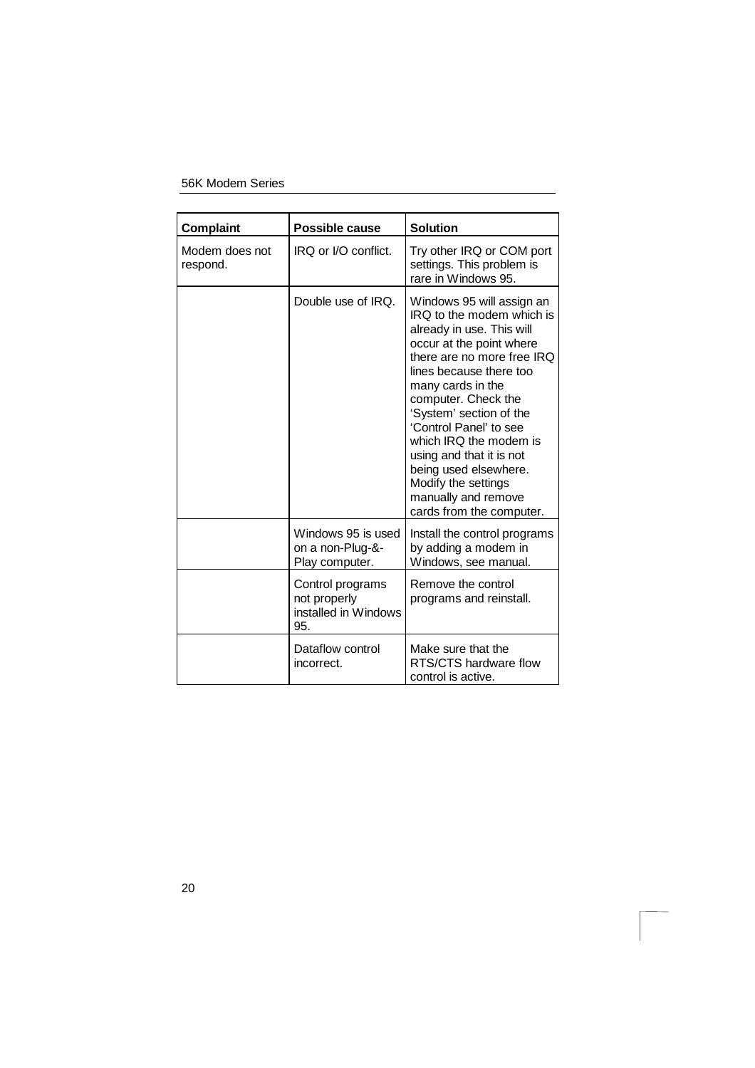| Complaint | Possible cause | Solution |
| --- | --- | --- |
| Modem does not respond. | IRQ or I/O conflict. | Try other IRQ or COM port settings. This problem is rare in Windows 95. |
| | Double use of IRQ. | Windows 95 will assign an IRQ to the modem which is already in use. This will occur at the point where there are no more free IRQ lines because there too many cards in the computer. Check the 'System' section of the 'Control Panel' to see which IRQ the modem is using and that it is not being used elsewhere. Modify the settings manually and remove cards from the computer. |
| | Windows 95 is used on a non-Plug-&-Play computer. | Install the control programs by adding a modem in Windows, see manual. |
| | Control programs not properly installed in Windows 95. | Remove the control programs and reinstall. |
| | Dataflow control incorrect. | Make sure that the RTS/CTS hardware flow control is active. |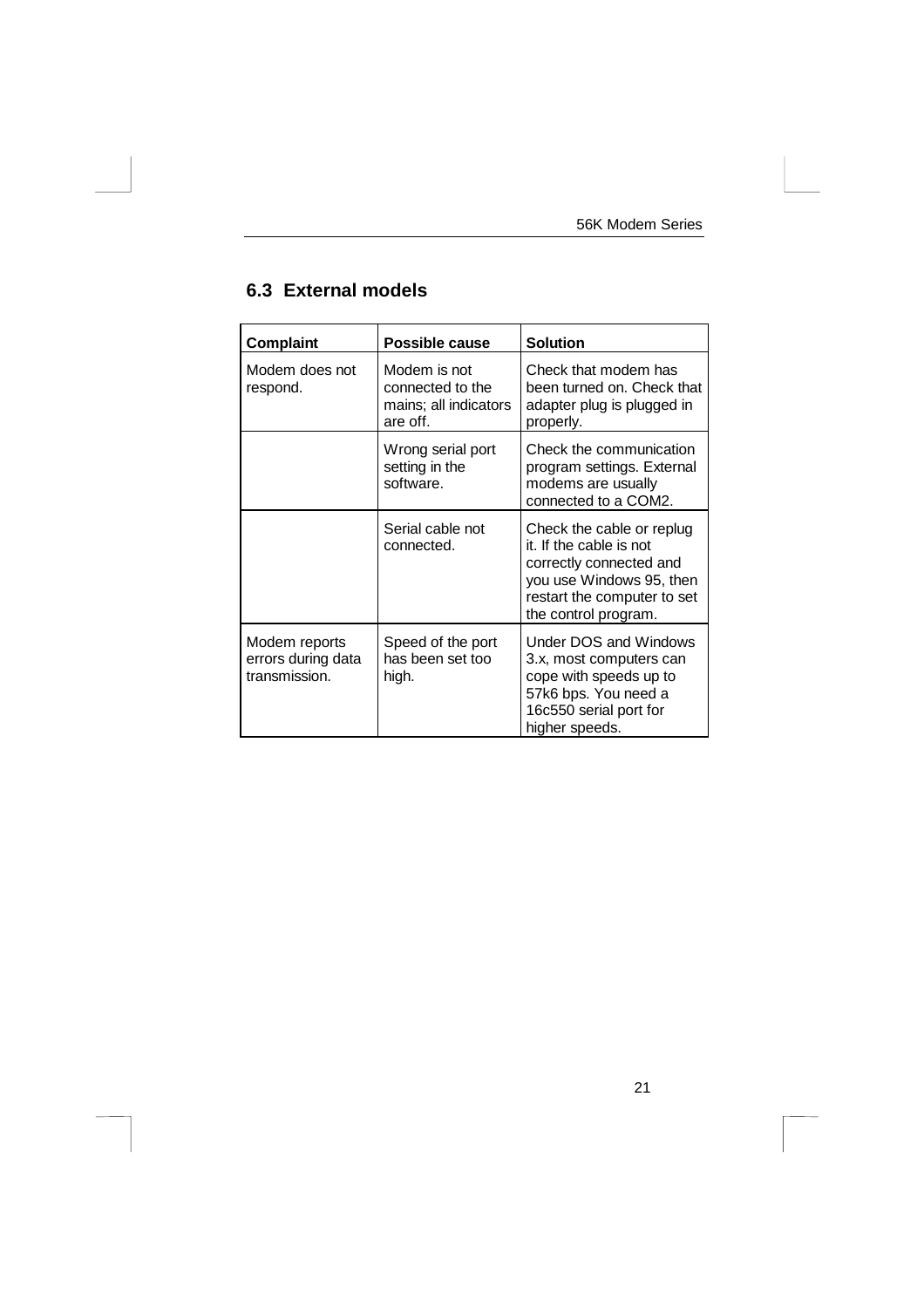## 6.3 External models

| Complaint | Possible cause | Solution |
|---|---|---|
| Modem does not respond. | Modem is not connected to the mains; all indicators are off. | Check that modem has been turned on. Check that adapter plug is plugged in properly. |
| | Wrong serial port setting in the software. | Check the communication program settings. External modems are usually connected to a COM2. |
| | Serial cable not connected. | Check the cable or replug it. If the cable is not correctly connected and you use Windows 95, then restart the computer to set the control program. |
| Modem reports errors during data transmission. | Speed of the port has been set too high. | Under DOS and Windows 3.x, most computers can cope with speeds up to 57k6 bps. You need a 16c550 serial port for higher speeds. |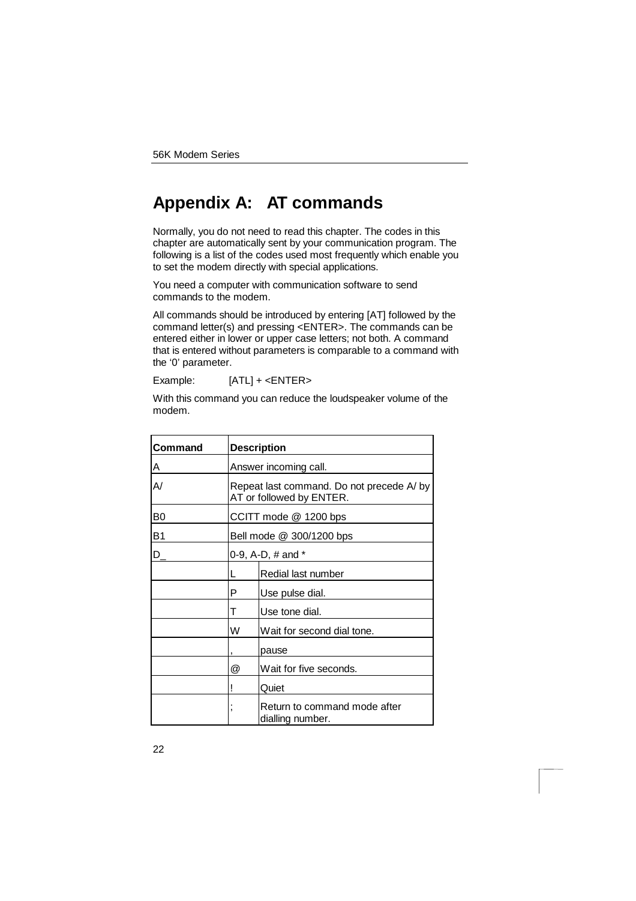# Appendix A: AT commands

Normally, you do not need to read this chapter. The codes in this chapter are automatically sent by your communication program. The following is a list of the codes used most frequently which enable you to set the modem directly with special applications.

You need a computer with communication software to send commands to the modem.

All commands should be introduced by entering [AT] followed by the command letter(s) and pressing <ENTER>. The commands can be entered either in lower or upper case letters; not both. A command that is entered without parameters is comparable to a command with the '0' parameter.

Example: [ATL] + <ENTER>

With this command you can reduce the loudspeaker volume of the modem.

| Command | Description | |
|---|---|---|
| A | Answer incoming call. | |
| A/ | Repeat last command. Do not precede A/ by AT or followed by ENTER. | |
| B0 | CCITT mode @ 1200 bps | |
| B1 | Bell mode @ 300/1200 bps | |
| D_ | 0-9, A-D, # and * | |
| | L | Redial last number |
| | P | Use pulse dial. |
| | T | Use tone dial. |
| | W | Wait for second dial tone. |
| | , | pause |
| | @ | Wait for five seconds. |
| | ! | Quiet |
| | ; | Return to command mode after dialling number. |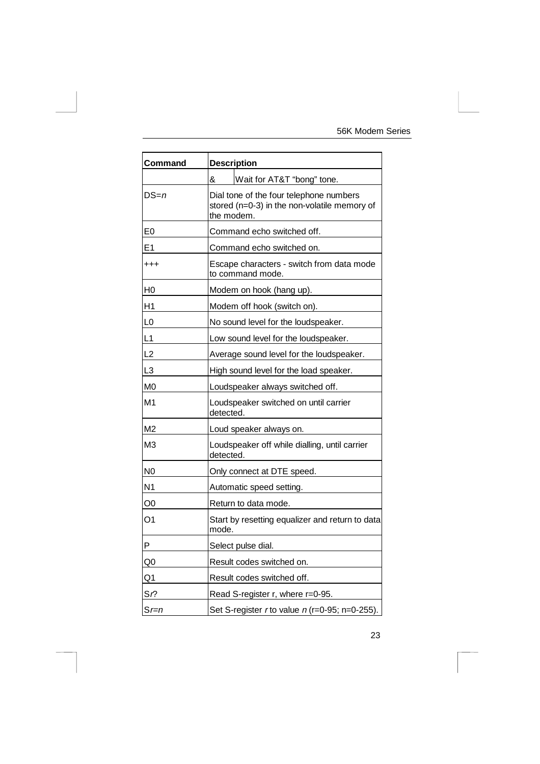| Command | Description |
| --- | --- |
| | & Wait for AT&T "bong" tone. |
| DS=*n* | Dial tone of the four telephone numbers stored (n=0-3) in the non-volatile memory of the modem. |
| E0 | Command echo switched off. |
| E1 | Command echo switched on. |
| +++ | Escape characters - switch from data mode to command mode. |
| H0 | Modem on hook (hang up). |
| H1 | Modem off hook (switch on). |
| L0 | No sound level for the loudspeaker. |
| L1 | Low sound level for the loudspeaker. |
| L2 | Average sound level for the loudspeaker. |
| L3 | High sound level for the load speaker. |
| M0 | Loudspeaker always switched off. |
| M1 | Loudspeaker switched on until carrier detected. |
| M2 | Loud speaker always on. |
| M3 | Loudspeaker off while dialling, until carrier detected. |
| N0 | Only connect at DTE speed. |
| N1 | Automatic speed setting. |
| O0 | Return to data mode. |
| O1 | Start by resetting equalizer and return to data mode. |
| P | Select pulse dial. |
| Q0 | Result codes switched on. |
| Q1 | Result codes switched off. |
| S*r*? | Read S-register r, where r=0-95. |
| S*r*=*n* | Set S-register *r* to value *n* (r=0-95; n=0-255). |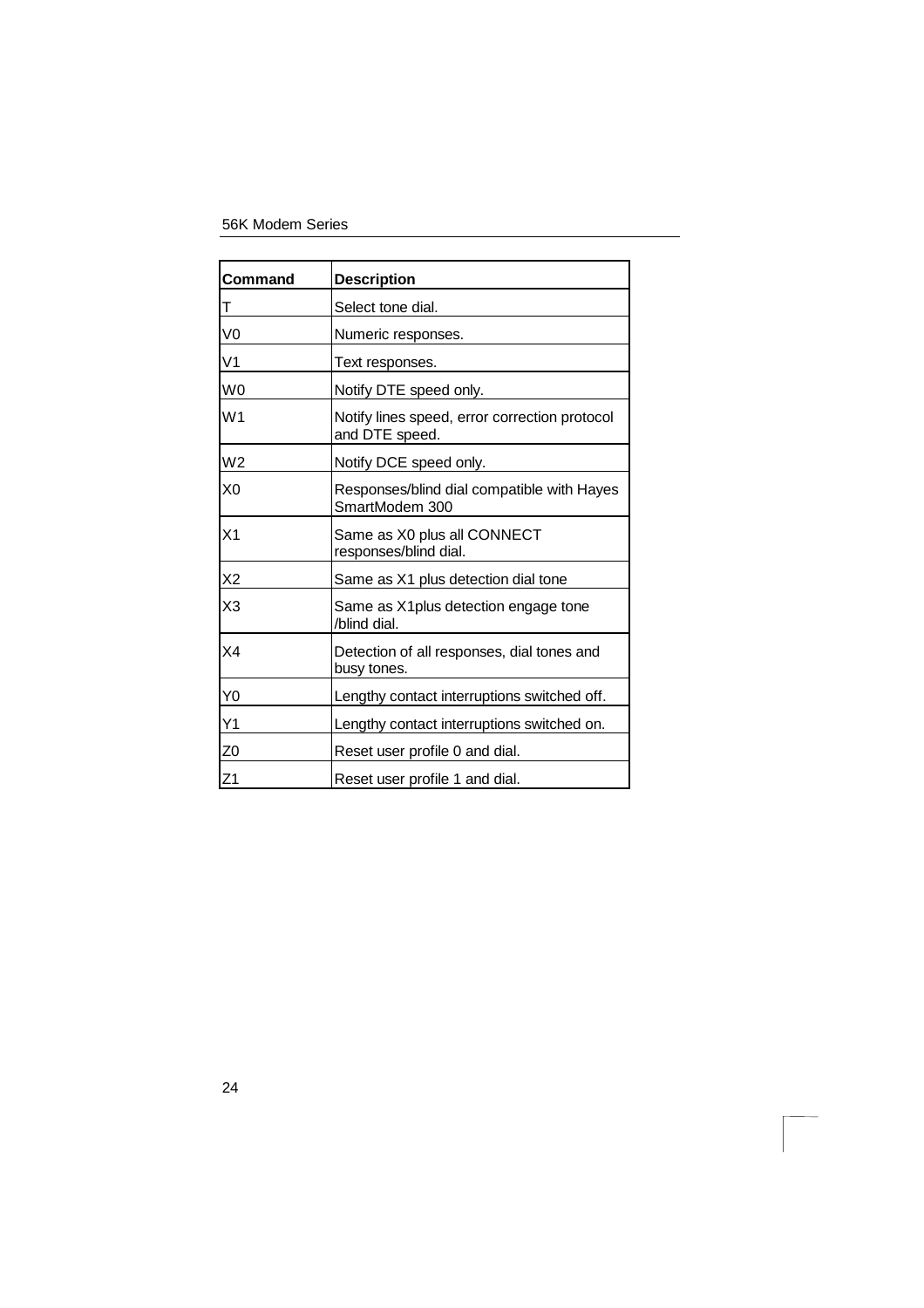| Command | Description |
| --- | --- |
| T | Select tone dial. |
| V0 | Numeric responses. |
| V1 | Text responses. |
| W0 | Notify DTE speed only. |
| W1 | Notify lines speed, error correction protocol and DTE speed. |
| W2 | Notify DCE speed only. |
| X0 | Responses/blind dial compatible with Hayes SmartModem 300 |
| X1 | Same as X0 plus all CONNECT responses/blind dial. |
| X2 | Same as X1 plus detection dial tone |
| X3 | Same as X1plus detection engage tone /blind dial. |
| X4 | Detection of all responses, dial tones and busy tones. |
| Y0 | Lengthy contact interruptions switched off. |
| Y1 | Lengthy contact interruptions switched on. |
| Z0 | Reset user profile 0 and dial. |
| Z1 | Reset user profile 1 and dial. |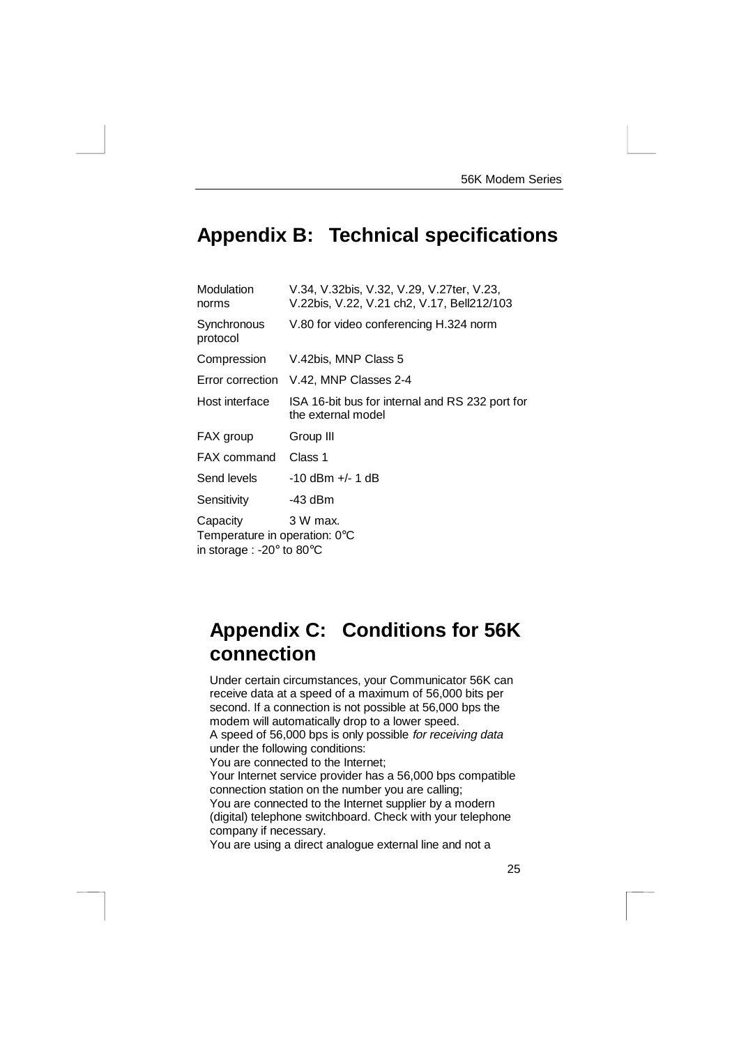# Appendix B: Technical specifications

| | |
|---|---|
| Modulation norms | V.34, V.32bis, V.32, V.29, V.27ter, V.23, V.22bis, V.22, V.21 ch2, V.17, Bell212/103 |
| Synchronous protocol | V.80 for video conferencing H.324 norm |
| Compression | V.42bis, MNP Class 5 |
| Error correction | V.42, MNP Classes 2-4 |
| Host interface | ISA 16-bit bus for internal and RS 232 port for the external model |
| FAX group | Group III |
| FAX command | Class 1 |
| Send levels | -10 dBm +/- 1 dB |
| Sensitivity | -43 dBm |
| Capacity | 3 W max. |

Temperature in operation: 0°C
in storage : -20° to 80°C

# Appendix C: Conditions for 56K connection

Under certain circumstances, your Communicator 56K can receive data at a speed of a maximum of 56,000 bits per second. If a connection is not possible at 56,000 bps the modem will automatically drop to a lower speed.
A speed of 56,000 bps is only possible *for receiving data* under the following conditions:
You are connected to the Internet;
Your Internet service provider has a 56,000 bps compatible connection station on the number you are calling;
You are connected to the Internet supplier by a modern (digital) telephone switchboard. Check with your telephone company if necessary.
You are using a direct analogue external line and not a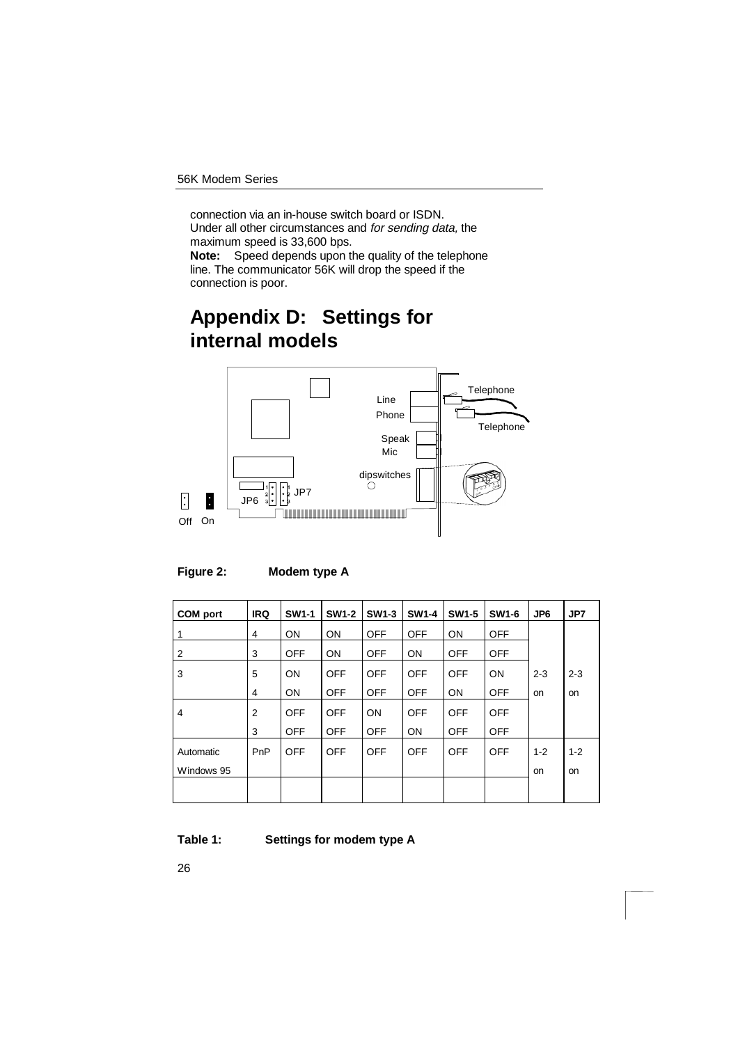connection via an in-house switch board or ISDN.
Under all other circumstances and *for sending data,* the maximum speed is 33,600 bps.
**Note:** Speed depends upon the quality of the telephone line. The communicator 56K will drop the speed if the connection is poor.

# Appendix D: Settings for internal models

**Figure 2: Modem type A**

| COM port | IRQ | SW1-1 | SW1-2 | SW1-3 | SW1-4 | SW1-5 | SW1-6 | JP6 | JP7 |
|---|---|---|---|---|---|---|---|---|---|
| 1 | 4 | ON | ON | OFF | OFF | ON | OFF | | |
| 2 | 3 | OFF | ON | OFF | ON | OFF | OFF | | |
| 3 | 5 | ON | OFF | OFF | OFF | OFF | ON | 2-3 | 2-3 |
| | 4 | ON | OFF | OFF | OFF | ON | OFF | on | on |
| 4 | 2 | OFF | OFF | ON | OFF | OFF | OFF | | |
| | 3 | OFF | OFF | OFF | ON | OFF | OFF | | |
| Automatic | PnP | OFF | OFF | OFF | OFF | OFF | OFF | 1-2 | 1-2 |
| Windows 95 | | | | | | | | on | on |

**Table 1: Settings for modem type A**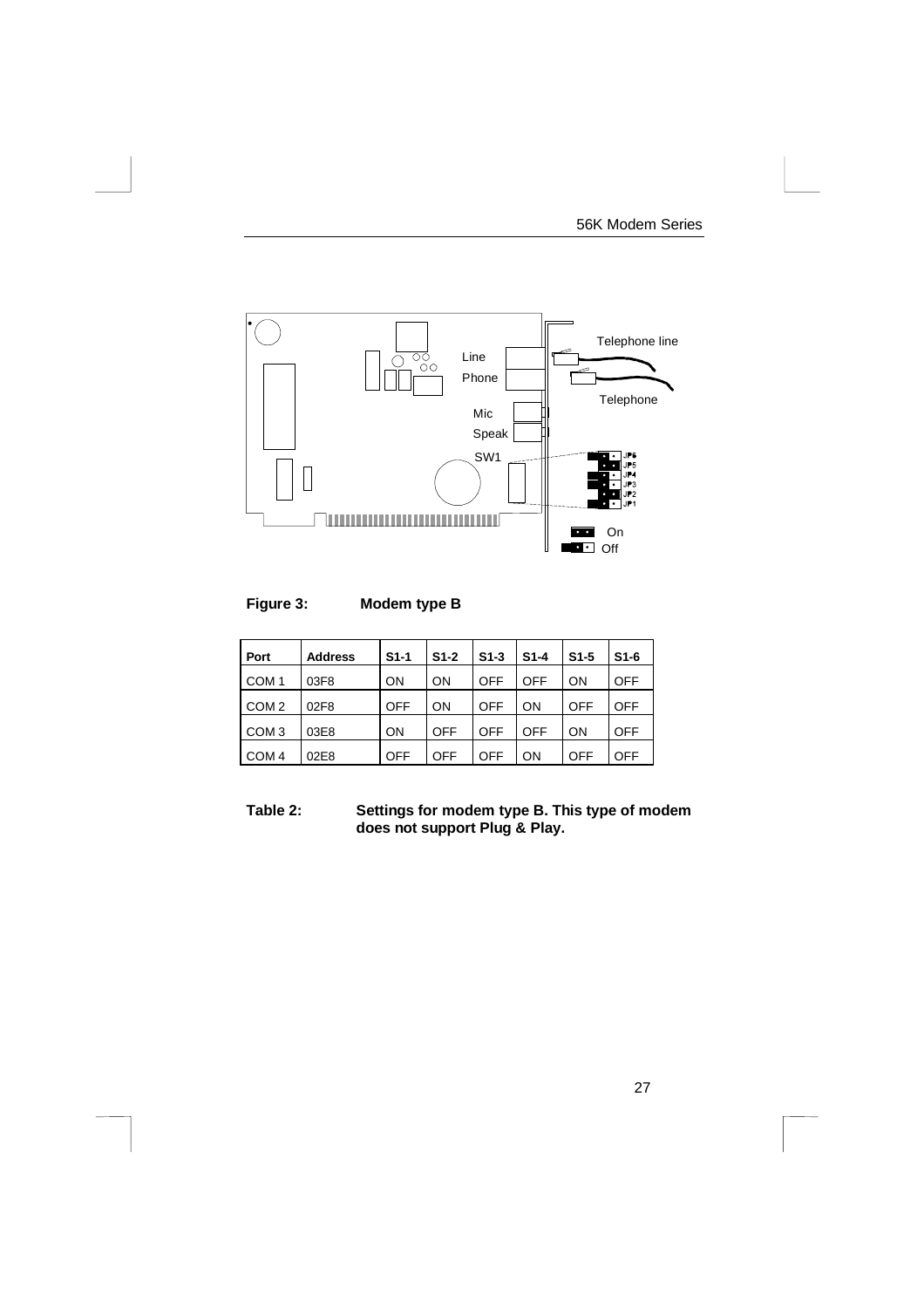**Figure 3: Modem type B**

| Port | Address | S1-1 | S1-2 | S1-3 | S1-4 | S1-5 | S1-6 |
|---|---|---|---|---|---|---|---|
| COM 1 | 03F8 | ON | ON | OFF | OFF | ON | OFF |
| COM 2 | 02F8 | OFF | ON | OFF | ON | OFF | OFF |
| COM 3 | 03E8 | ON | OFF | OFF | OFF | ON | OFF |
| COM 4 | 02E8 | OFF | OFF | OFF | ON | OFF | OFF |

**Table 2: Settings for modem type B. This type of modem does not support Plug & Play.**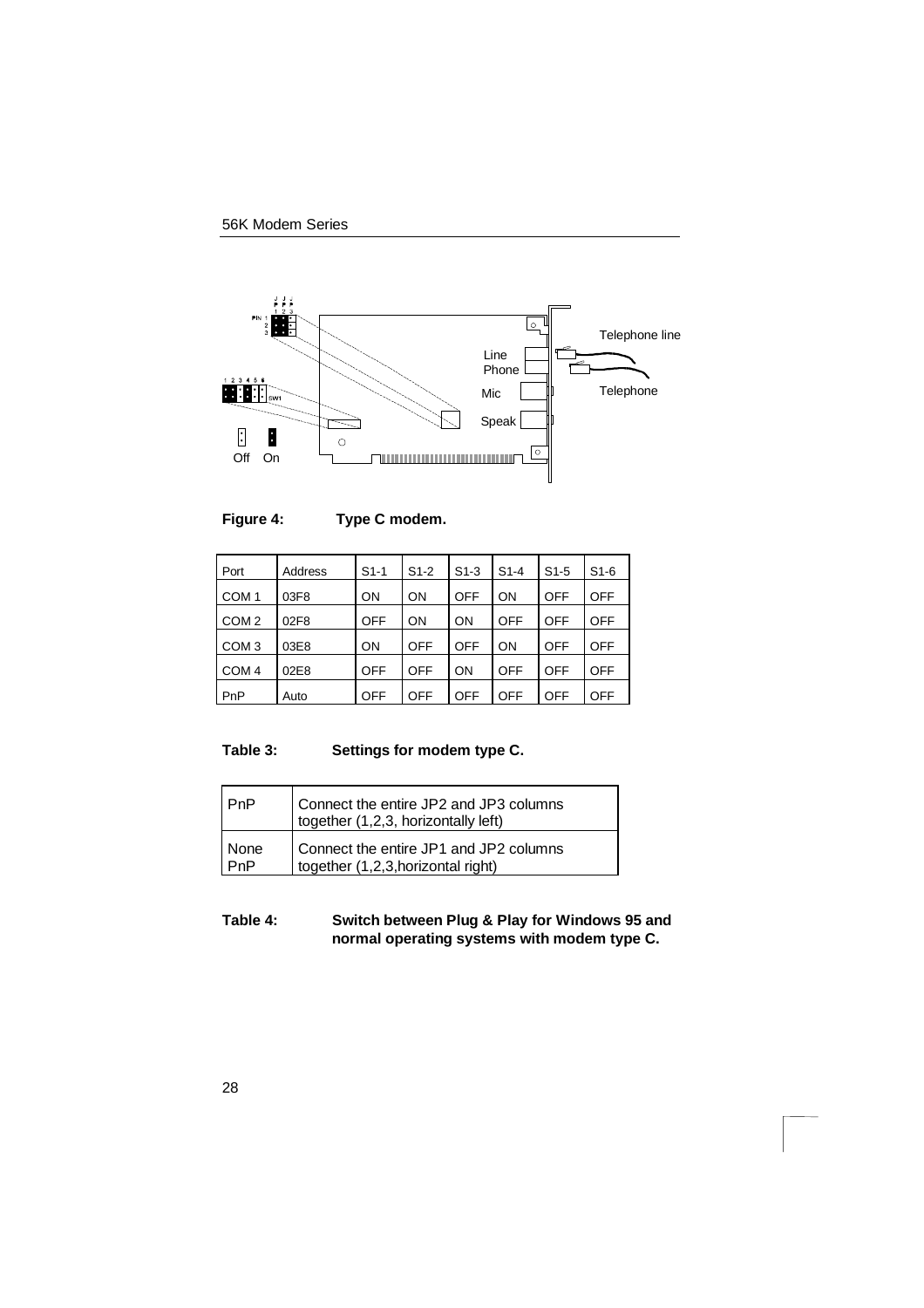Figure 4: Type C modem.

| Port | Address | S1-1 | S1-2 | S1-3 | S1-4 | S1-5 | S1-6 |
|---|---|---|---|---|---|---|---|
| COM 1 | 03F8 | ON | ON | OFF | ON | OFF | OFF |
| COM 2 | 02F8 | OFF | ON | ON | OFF | OFF | OFF |
| COM 3 | 03E8 | ON | OFF | OFF | ON | OFF | OFF |
| COM 4 | 02E8 | OFF | OFF | ON | OFF | OFF | OFF |
| PnP | Auto | OFF | OFF | OFF | OFF | OFF | OFF |

**Table 3: Settings for modem type C.**

| PnP | Connect the entire JP2 and JP3 columns together (1,2,3, horizontally left) |
|---|---|
| None PnP | Connect the entire JP1 and JP2 columns together (1,2,3,horizontal right) |

**Table 4: Switch between Plug & Play for Windows 95 and normal operating systems with modem type C.**